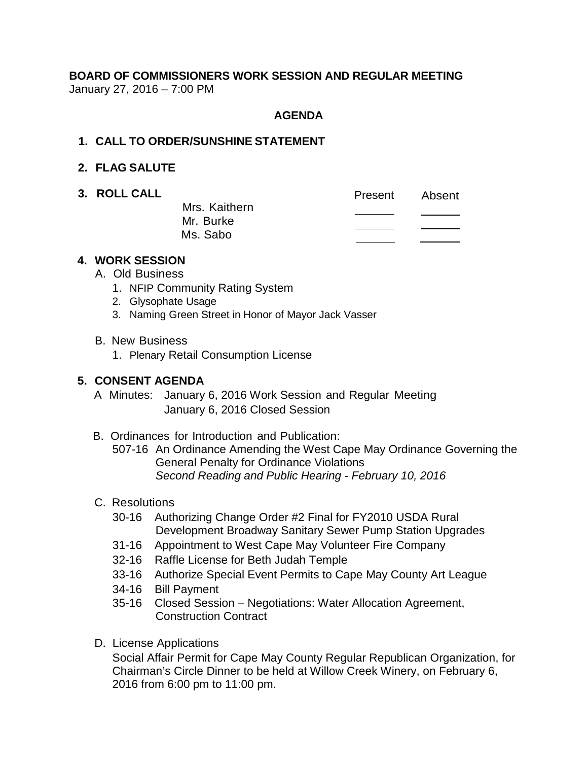**BOARD OF COMMISSIONERS WORK SESSION AND REGULAR MEETING**
January 27, 2016 – 7:00 PM

**AGENDA**

**1. CALL TO ORDER/SUNSHINE STATEMENT**

**2. FLAG SALUTE**

**3. ROLL CALL**

| | Present | Absent |
|---|---|---|
| Mrs. Kaithern | ______ | ______ |
| Mr. Burke | ______ | ______ |
| Ms. Sabo | ______ | ______ |

**4. WORK SESSION**

A. Old Business
   1. NFIP Community Rating System
   2. Glysophate Usage
   3. Naming Green Street in Honor of Mayor Jack Vasser

B. New Business
   1. Plenary Retail Consumption License

**5. CONSENT AGENDA**

A Minutes: January 6, 2016 Work Session and Regular Meeting
January 6, 2016 Closed Session

B. Ordinances for Introduction and Publication:
507-16 An Ordinance Amending the West Cape May Ordinance Governing the General Penalty for Ordinance Violations
*Second Reading and Public Hearing - February 10, 2016*

C. Resolutions
30-16 Authorizing Change Order #2 Final for FY2010 USDA Rural Development Broadway Sanitary Sewer Pump Station Upgrades
31-16 Appointment to West Cape May Volunteer Fire Company
32-16 Raffle License for Beth Judah Temple
33-16 Authorize Special Event Permits to Cape May County Art League
34-16 Bill Payment
35-16 Closed Session – Negotiations: Water Allocation Agreement, Construction Contract

D. License Applications
Social Affair Permit for Cape May County Regular Republican Organization, for Chairman's Circle Dinner to be held at Willow Creek Winery, on February 6, 2016 from 6:00 pm to 11:00 pm.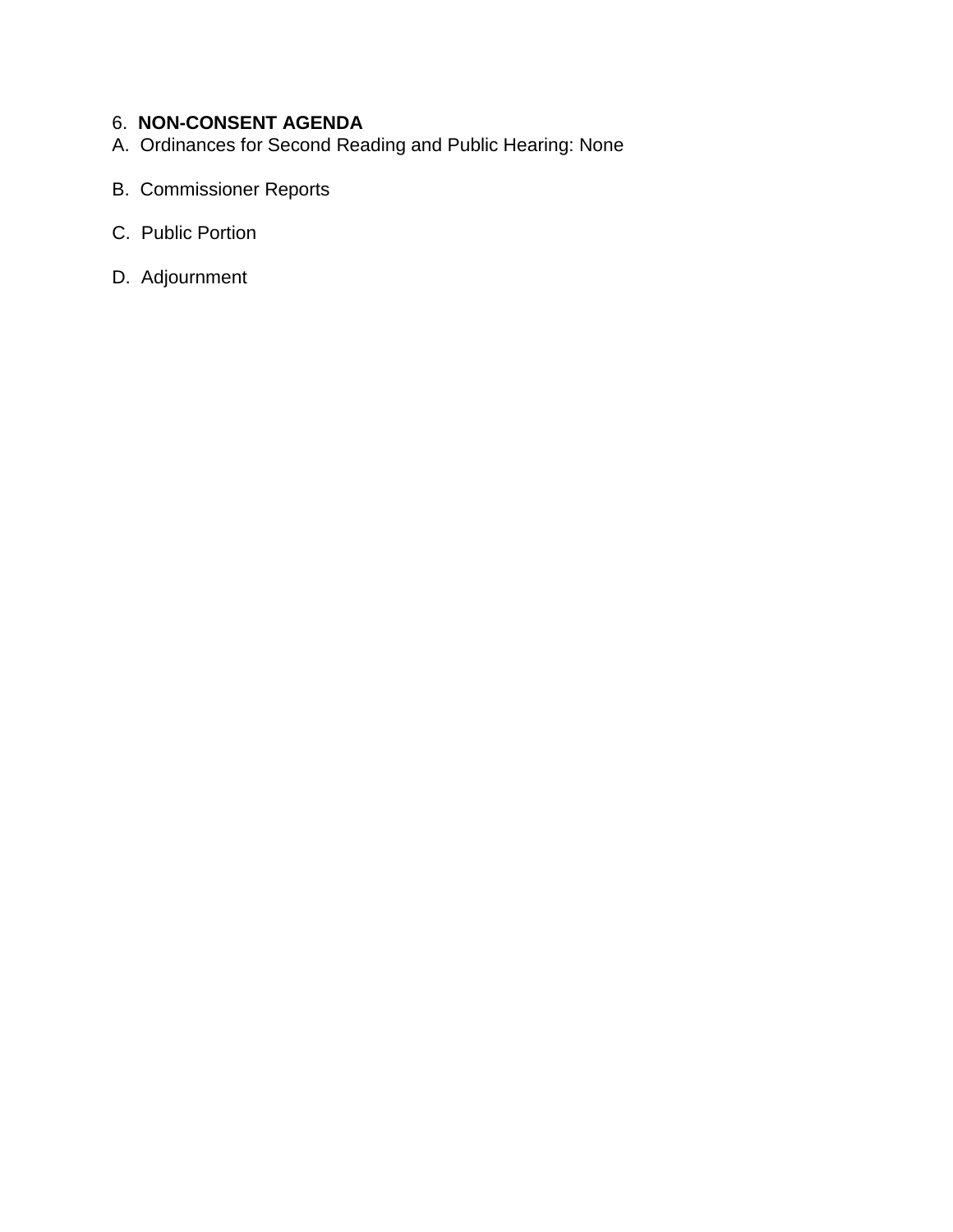6. **NON-CONSENT AGENDA**

A. Ordinances for Second Reading and Public Hearing: None

B. Commissioner Reports

C. Public Portion

D. Adjournment